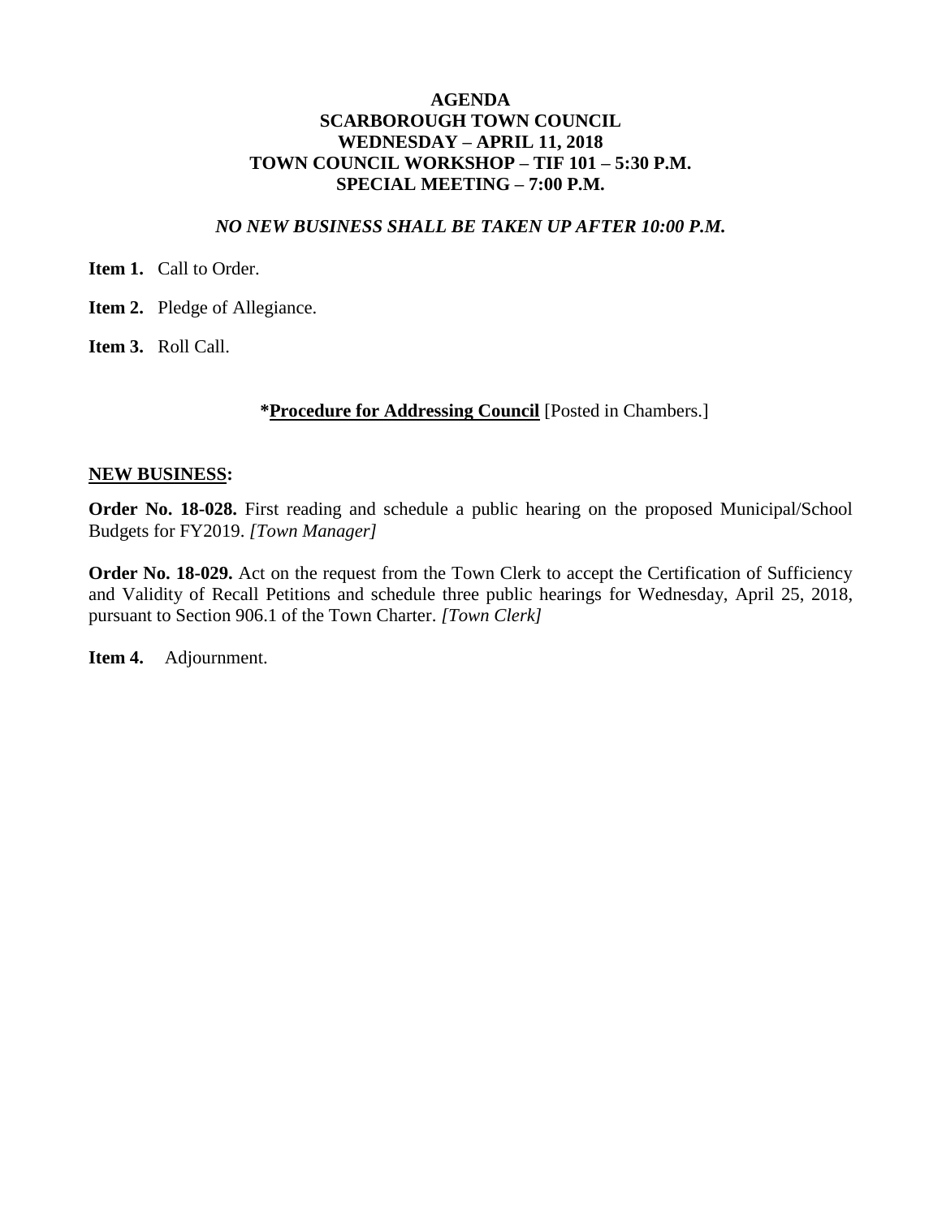# AGENDA
# SCARBOROUGH TOWN COUNCIL
## WEDNESDAY – APRIL 11, 2018
## TOWN COUNCIL WORKSHOP – TIF 101 – 5:30 P.M.
## SPECIAL MEETING – 7:00 P.M.

***NO NEW BUSINESS SHALL BE TAKEN UP AFTER 10:00 P.M.***

**Item 1.** Call to Order.

**Item 2.** Pledge of Allegiance.

**Item 3.** Roll Call.

**\*Procedure for Addressing Council** [Posted in Chambers.]

**NEW BUSINESS:**

**Order No. 18-028.** First reading and schedule a public hearing on the proposed Municipal/School Budgets for FY2019. *[Town Manager]*

**Order No. 18-029.** Act on the request from the Town Clerk to accept the Certification of Sufficiency and Validity of Recall Petitions and schedule three public hearings for Wednesday, April 25, 2018, pursuant to Section 906.1 of the Town Charter. *[Town Clerk]*

**Item 4.** Adjournment.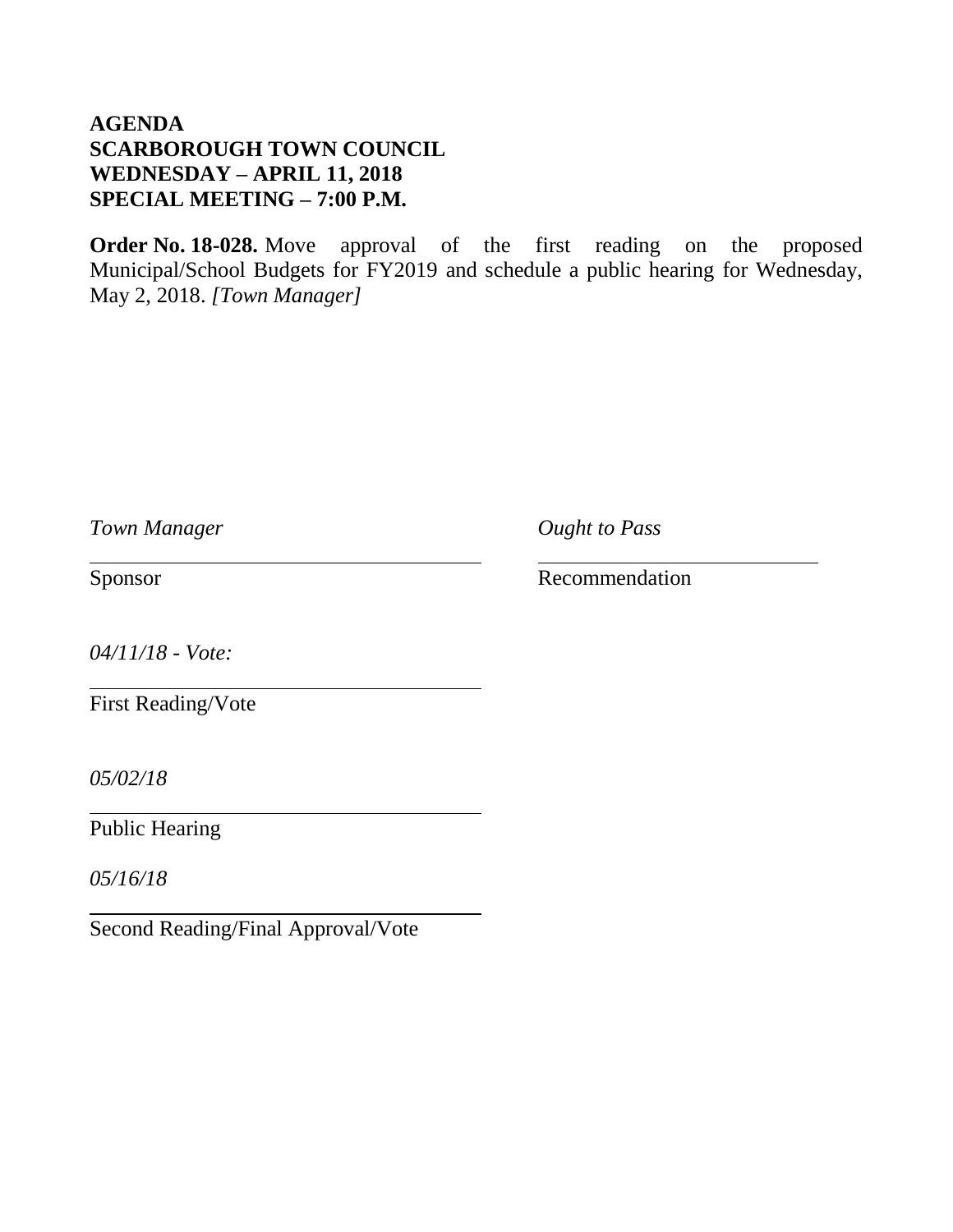**AGENDA**
**SCARBOROUGH TOWN COUNCIL**
**WEDNESDAY – APRIL 11, 2018**
**SPECIAL MEETING – 7:00 P.M.**

**Order No. 18-028.** Move approval of the first reading on the proposed Municipal/School Budgets for FY2019 and schedule a public hearing for Wednesday, May 2, 2018. *[Town Manager]*

*Town Manager*
_______________________
Sponsor

*Ought to Pass*
_______________________
Recommendation

*04/11/18 - Vote:*
_______________________
First Reading/Vote

*05/02/18*
_______________________
Public Hearing

*05/16/18*
_______________________
Second Reading/Final Approval/Vote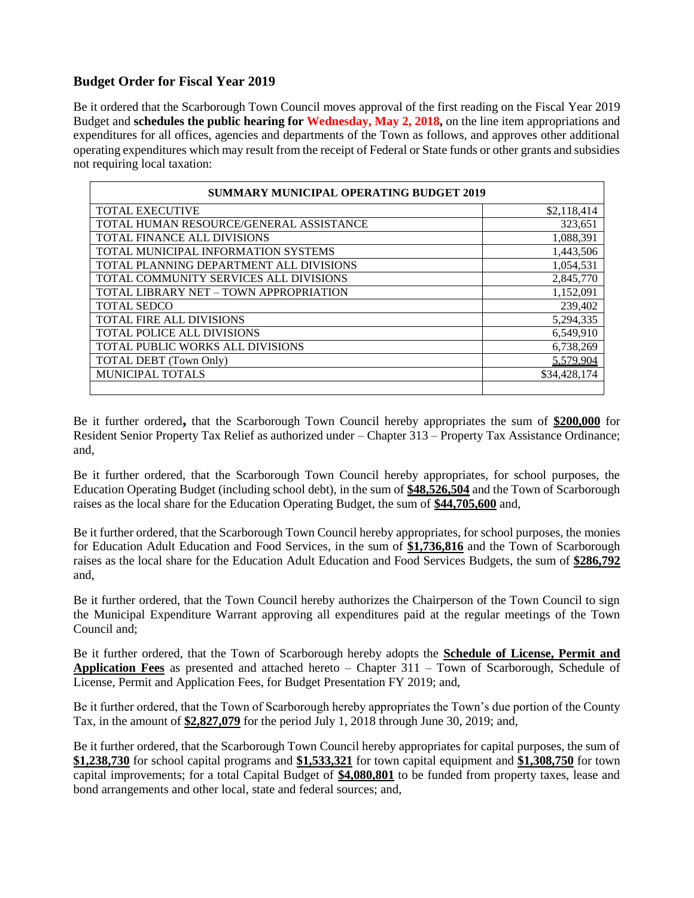## Budget Order for Fiscal Year 2019

Be it ordered that the Scarborough Town Council moves approval of the first reading on the Fiscal Year 2019 Budget and **schedules the public hearing for Wednesday, May 2, 2018,** on the line item appropriations and expenditures for all offices, agencies and departments of the Town as follows, and approves other additional operating expenditures which may result from the receipt of Federal or State funds or other grants and subsidies not requiring local taxation:

| SUMMARY MUNICIPAL OPERATING BUDGET 2019 | |
|---|---|
| TOTAL EXECUTIVE | $2,118,414 |
| TOTAL HUMAN RESOURCE/GENERAL ASSISTANCE | 323,651 |
| TOTAL FINANCE ALL DIVISIONS | 1,088,391 |
| TOTAL MUNICIPAL INFORMATION SYSTEMS | 1,443,506 |
| TOTAL PLANNING DEPARTMENT ALL DIVISIONS | 1,054,531 |
| TOTAL COMMUNITY SERVICES ALL DIVISIONS | 2,845,770 |
| TOTAL LIBRARY NET – TOWN APPROPRIATION | 1,152,091 |
| TOTAL SEDCO | 239,402 |
| TOTAL FIRE ALL DIVISIONS | 5,294,335 |
| TOTAL POLICE ALL DIVISIONS | 6,549,910 |
| TOTAL PUBLIC WORKS ALL DIVISIONS | 6,738,269 |
| TOTAL DEBT (Town Only) | 5,579,904 |
| MUNICIPAL TOTALS | $34,428,174 |
| | |

Be it further ordered**,** that the Scarborough Town Council hereby appropriates the sum of **$200,000** for Resident Senior Property Tax Relief as authorized under – Chapter 313 – Property Tax Assistance Ordinance; and,

Be it further ordered, that the Scarborough Town Council hereby appropriates, for school purposes, the Education Operating Budget (including school debt), in the sum of **$48,526,504** and the Town of Scarborough raises as the local share for the Education Operating Budget, the sum of **$44,705,600** and,

Be it further ordered, that the Scarborough Town Council hereby appropriates, for school purposes, the monies for Education Adult Education and Food Services, in the sum of **$1,736,816** and the Town of Scarborough raises as the local share for the Education Adult Education and Food Services Budgets, the sum of **$286,792** and,

Be it further ordered, that the Town Council hereby authorizes the Chairperson of the Town Council to sign the Municipal Expenditure Warrant approving all expenditures paid at the regular meetings of the Town Council and;

Be it further ordered, that the Town of Scarborough hereby adopts the **Schedule of License, Permit and Application Fees** as presented and attached hereto – Chapter 311 – Town of Scarborough, Schedule of License, Permit and Application Fees, for Budget Presentation FY 2019; and,

Be it further ordered, that the Town of Scarborough hereby appropriates the Town's due portion of the County Tax, in the amount of **$2,827,079** for the period July 1, 2018 through June 30, 2019; and,

Be it further ordered, that the Scarborough Town Council hereby appropriates for capital purposes, the sum of **$1,238,730** for school capital programs and **$1,533,321** for town capital equipment and **$1,308,750** for town capital improvements; for a total Capital Budget of **$4,080,801** to be funded from property taxes, lease and bond arrangements and other local, state and federal sources; and,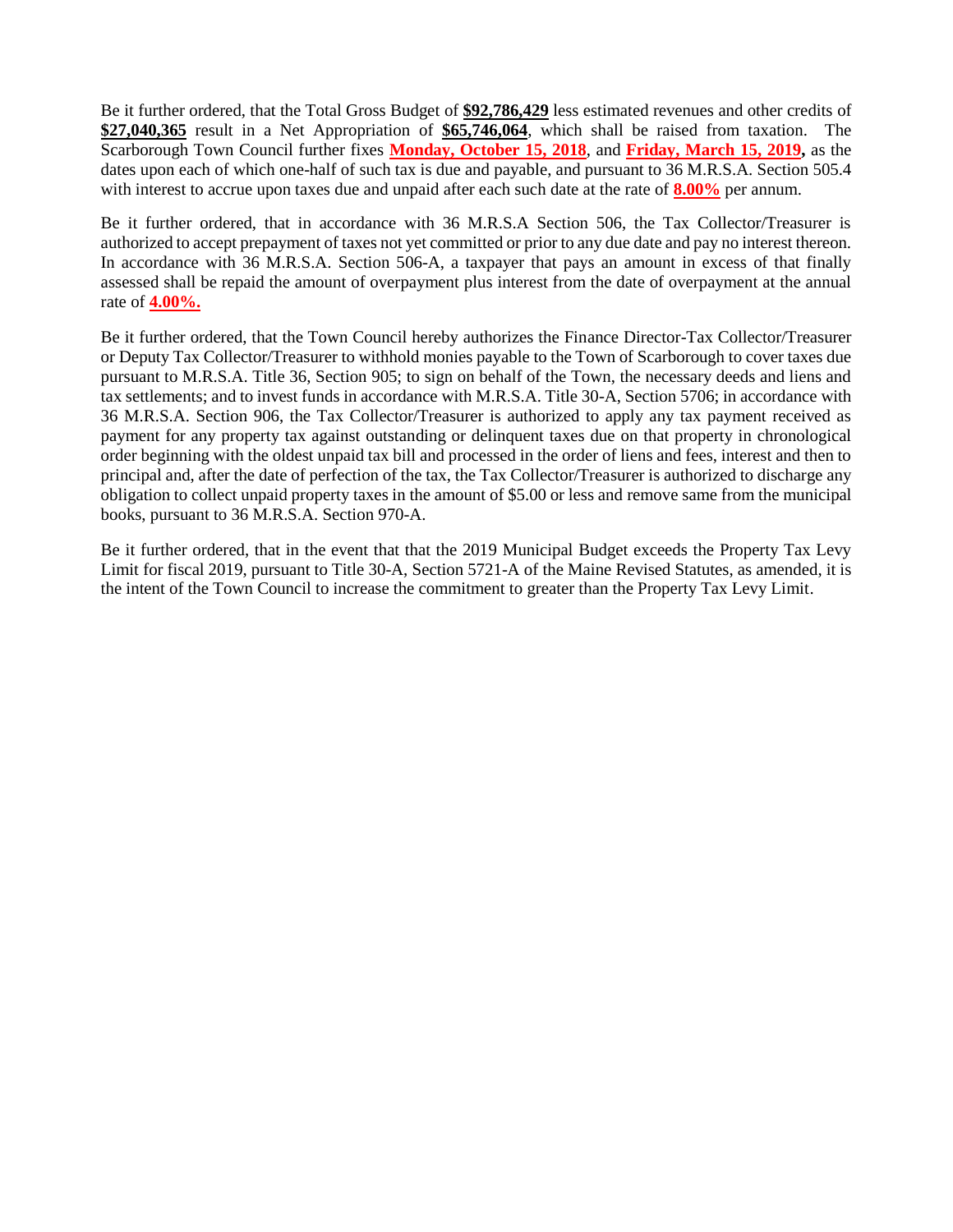Be it further ordered, that the Total Gross Budget of **$92,786,429** less estimated revenues and other credits of **$27,040,365** result in a Net Appropriation of **$65,746,064**, which shall be raised from taxation. The Scarborough Town Council further fixes **Monday, October 15, 2018**, and **Friday, March 15, 2019,** as the dates upon each of which one-half of such tax is due and payable, and pursuant to 36 M.R.S.A. Section 505.4 with interest to accrue upon taxes due and unpaid after each such date at the rate of **8.00%** per annum.

Be it further ordered, that in accordance with 36 M.R.S.A Section 506, the Tax Collector/Treasurer is authorized to accept prepayment of taxes not yet committed or prior to any due date and pay no interest thereon. In accordance with 36 M.R.S.A. Section 506-A, a taxpayer that pays an amount in excess of that finally assessed shall be repaid the amount of overpayment plus interest from the date of overpayment at the annual rate of **4.00%.**

Be it further ordered, that the Town Council hereby authorizes the Finance Director-Tax Collector/Treasurer or Deputy Tax Collector/Treasurer to withhold monies payable to the Town of Scarborough to cover taxes due pursuant to M.R.S.A. Title 36, Section 905; to sign on behalf of the Town, the necessary deeds and liens and tax settlements; and to invest funds in accordance with M.R.S.A. Title 30-A, Section 5706; in accordance with 36 M.R.S.A. Section 906, the Tax Collector/Treasurer is authorized to apply any tax payment received as payment for any property tax against outstanding or delinquent taxes due on that property in chronological order beginning with the oldest unpaid tax bill and processed in the order of liens and fees, interest and then to principal and, after the date of perfection of the tax, the Tax Collector/Treasurer is authorized to discharge any obligation to collect unpaid property taxes in the amount of $5.00 or less and remove same from the municipal books, pursuant to 36 M.R.S.A. Section 970-A.

Be it further ordered, that in the event that that the 2019 Municipal Budget exceeds the Property Tax Levy Limit for fiscal 2019, pursuant to Title 30-A, Section 5721-A of the Maine Revised Statutes, as amended, it is the intent of the Town Council to increase the commitment to greater than the Property Tax Levy Limit.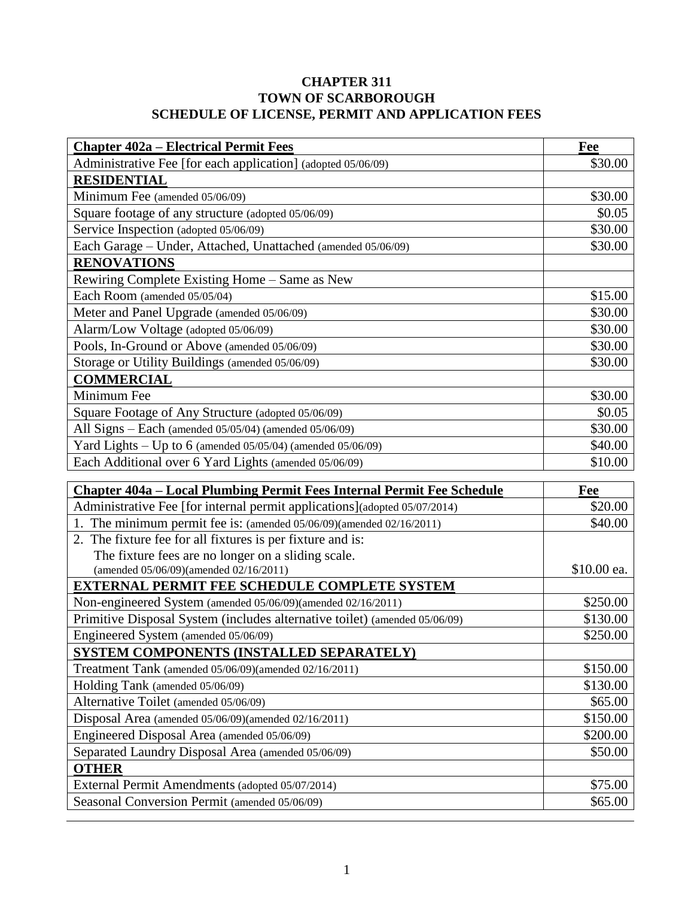**CHAPTER 311**
**TOWN OF SCARBOROUGH**
**SCHEDULE OF LICENSE, PERMIT AND APPLICATION FEES**

| **Chapter 402a – Electrical Permit Fees** | **Fee** |
|---|---|
| Administrative Fee [for each application] (adopted 05/06/09) | $30.00 |
| **RESIDENTIAL** | |
| Minimum Fee (amended 05/06/09) | $30.00 |
| Square footage of any structure (adopted 05/06/09) | $0.05 |
| Service Inspection (adopted 05/06/09) | $30.00 |
| Each Garage – Under, Attached, Unattached (amended 05/06/09) | $30.00 |
| **RENOVATIONS** | |
| Rewiring Complete Existing Home – Same as New | |
| Each Room (amended 05/05/04) | $15.00 |
| Meter and Panel Upgrade (amended 05/06/09) | $30.00 |
| Alarm/Low Voltage (adopted 05/06/09) | $30.00 |
| Pools, In-Ground or Above (amended 05/06/09) | $30.00 |
| Storage or Utility Buildings (amended 05/06/09) | $30.00 |
| **COMMERCIAL** | |
| Minimum Fee | $30.00 |
| Square Footage of Any Structure (adopted 05/06/09) | $0.05 |
| All Signs – Each (amended 05/05/04) (amended 05/06/09) | $30.00 |
| Yard Lights – Up to 6 (amended 05/05/04) (amended 05/06/09) | $40.00 |
| Each Additional over 6 Yard Lights (amended 05/06/09) | $10.00 |

| **Chapter 404a – Local Plumbing Permit Fees Internal Permit Fee Schedule** | **Fee** |
|---|---|
| Administrative Fee [for internal permit applications](adopted 05/07/2014) | $20.00 |
| 1. The minimum permit fee is: (amended 05/06/09)(amended 02/16/2011) | $40.00 |
| 2. The fixture fee for all fixtures is per fixture and is: The fixture fees are no longer on a sliding scale. (amended 05/06/09)(amended 02/16/2011) | $10.00 ea. |
| **EXTERNAL PERMIT FEE SCHEDULE COMPLETE SYSTEM** | |
| Non-engineered System (amended 05/06/09)(amended 02/16/2011) | $250.00 |
| Primitive Disposal System (includes alternative toilet) (amended 05/06/09) | $130.00 |
| Engineered System (amended 05/06/09) | $250.00 |
| **SYSTEM COMPONENTS (INSTALLED SEPARATELY)** | |
| Treatment Tank (amended 05/06/09)(amended 02/16/2011) | $150.00 |
| Holding Tank (amended 05/06/09) | $130.00 |
| Alternative Toilet (amended 05/06/09) | $65.00 |
| Disposal Area (amended 05/06/09)(amended 02/16/2011) | $150.00 |
| Engineered Disposal Area (amended 05/06/09) | $200.00 |
| Separated Laundry Disposal Area (amended 05/06/09) | $50.00 |
| **OTHER** | |
| External Permit Amendments (adopted 05/07/2014) | $75.00 |
| Seasonal Conversion Permit (amended 05/06/09) | $65.00 |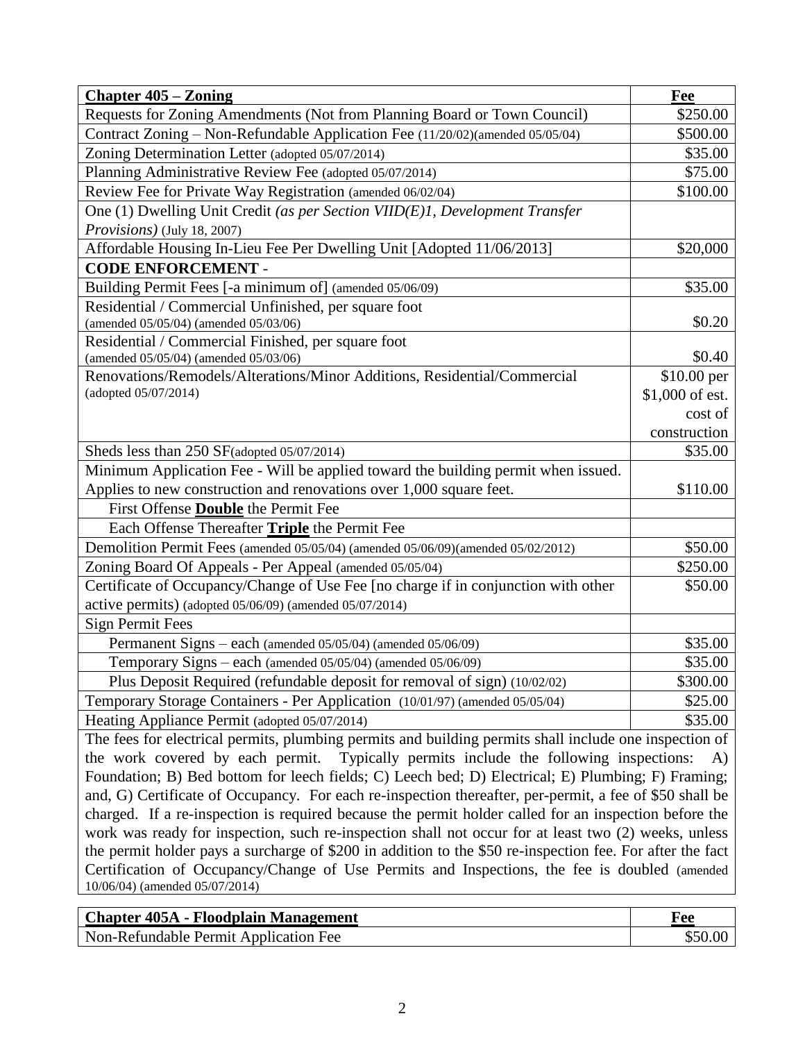| **Chapter 405 – Zoning** | **Fee** |
|---|---|
| Requests for Zoning Amendments (Not from Planning Board or Town Council) | $250.00 |
| Contract Zoning – Non-Refundable Application Fee (11/20/02)(amended 05/05/04) | $500.00 |
| Zoning Determination Letter (adopted 05/07/2014) | $35.00 |
| Planning Administrative Review Fee (adopted 05/07/2014) | $75.00 |
| Review Fee for Private Way Registration (amended 06/02/04) | $100.00 |
| One (1) Dwelling Unit Credit *(as per Section VIID(E)1, Development Transfer Provisions)* (July 18, 2007) | |
| Affordable Housing In-Lieu Fee Per Dwelling Unit [Adopted 11/06/2013] | $20,000 |
| **CODE ENFORCEMENT** - | |
| Building Permit Fees [-a minimum of] (amended 05/06/09) | $35.00 |
| Residential / Commercial Unfinished, per square foot (amended 05/05/04) (amended 05/03/06) | $0.20 |
| Residential / Commercial Finished, per square foot (amended 05/05/04) (amended 05/03/06) | $0.40 |
| Renovations/Remodels/Alterations/Minor Additions, Residential/Commercial (adopted 05/07/2014) | $10.00 per $1,000 of est. cost of construction |
| Sheds less than 250 SF(adopted 05/07/2014) | $35.00 |
| Minimum Application Fee - Will be applied toward the building permit when issued. Applies to new construction and renovations over 1,000 square feet. | $110.00 |
| First Offense **Double** the Permit Fee | |
| Each Offense Thereafter **Triple** the Permit Fee | |
| Demolition Permit Fees (amended 05/05/04) (amended 05/06/09)(amended 05/02/2012) | $50.00 |
| Zoning Board Of Appeals - Per Appeal (amended 05/05/04) | $250.00 |
| Certificate of Occupancy/Change of Use Fee [no charge if in conjunction with other active permits) (adopted 05/06/09) (amended 05/07/2014) | $50.00 |
| Sign Permit Fees | |
| Permanent Signs – each (amended 05/05/04) (amended 05/06/09) | $35.00 |
| Temporary Signs – each (amended 05/05/04) (amended 05/06/09) | $35.00 |
| Plus Deposit Required (refundable deposit for removal of sign) (10/02/02) | $300.00 |
| Temporary Storage Containers - Per Application (10/01/97) (amended 05/05/04) | $25.00 |
| Heating Appliance Permit (adopted 05/07/2014) | $35.00 |

The fees for electrical permits, plumbing permits and building permits shall include one inspection of the work covered by each permit. Typically permits include the following inspections: A) Foundation; B) Bed bottom for leech fields; C) Leech bed; D) Electrical; E) Plumbing; F) Framing; and, G) Certificate of Occupancy. For each re-inspection thereafter, per-permit, a fee of $50 shall be charged. If a re-inspection is required because the permit holder called for an inspection before the work was ready for inspection, such re-inspection shall not occur for at least two (2) weeks, unless the permit holder pays a surcharge of $200 in addition to the $50 re-inspection fee. For after the fact Certification of Occupancy/Change of Use Permits and Inspections, the fee is doubled (amended 10/06/04) (amended 05/07/2014)

| **Chapter 405A - Floodplain Management** | **Fee** |
|---|---|
| Non-Refundable Permit Application Fee | $50.00 |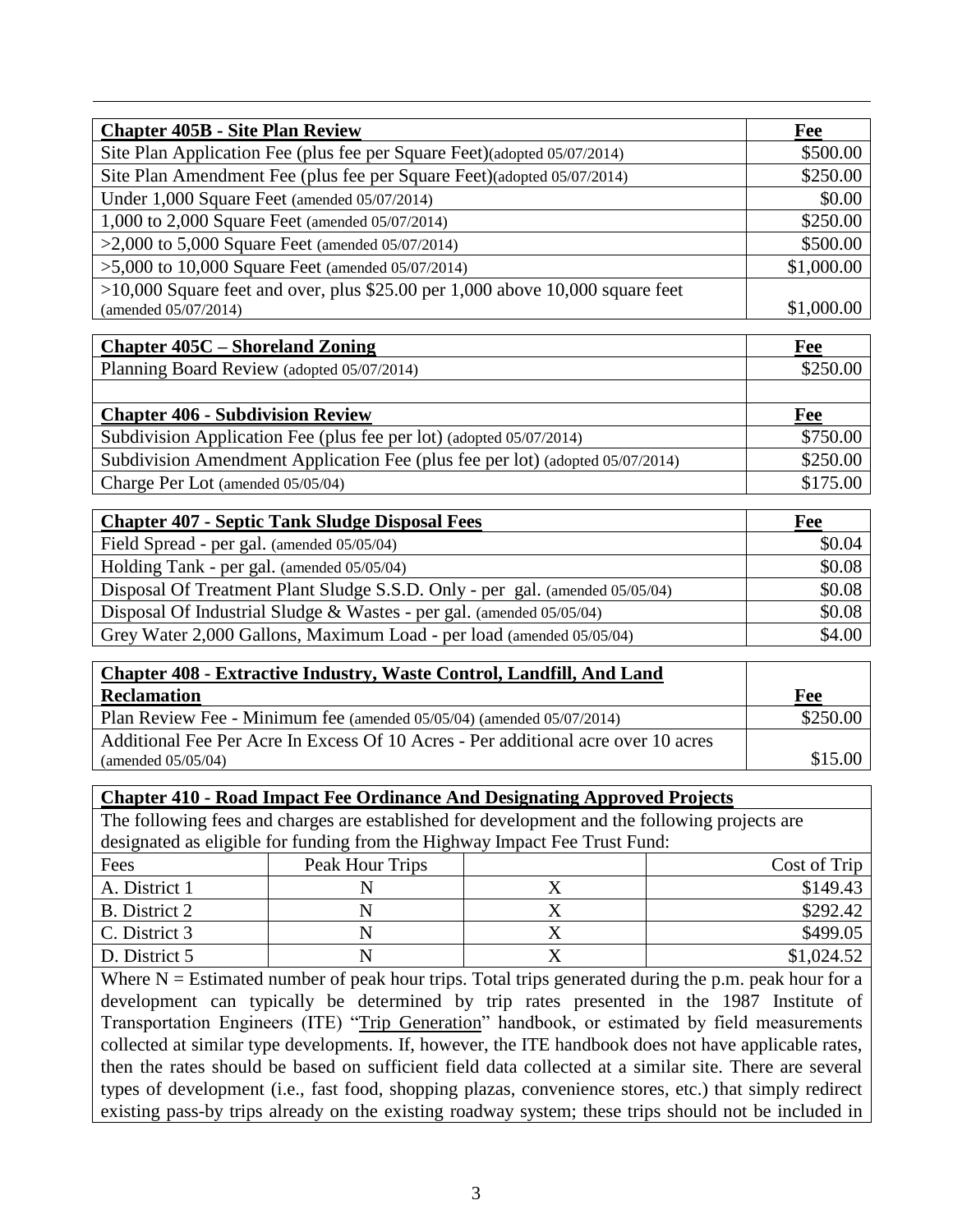| **Chapter 405B - Site Plan Review** | **Fee** |
|---|---|
| Site Plan Application Fee (plus fee per Square Feet)(adopted 05/07/2014) | $500.00 |
| Site Plan Amendment Fee (plus fee per Square Feet)(adopted 05/07/2014) | $250.00 |
| Under 1,000 Square Feet (amended 05/07/2014) | $0.00 |
| 1,000 to 2,000 Square Feet (amended 05/07/2014) | $250.00 |
| >2,000 to 5,000 Square Feet (amended 05/07/2014) | $500.00 |
| >5,000 to 10,000 Square Feet (amended 05/07/2014) | $1,000.00 |
| >10,000 Square feet and over, plus $25.00 per 1,000 above 10,000 square feet (amended 05/07/2014) | $1,000.00 |

| **Chapter 405C – Shoreland Zoning** | **Fee** |
|---|---|
| Planning Board Review (adopted 05/07/2014) | $250.00 |
| | |
| **Chapter 406 - Subdivision Review** | **Fee** |
| Subdivision Application Fee (plus fee per lot) (adopted 05/07/2014) | $750.00 |
| Subdivision Amendment Application Fee (plus fee per lot) (adopted 05/07/2014) | $250.00 |
| Charge Per Lot (amended 05/05/04) | $175.00 |

| **Chapter 407 - Septic Tank Sludge Disposal Fees** | **Fee** |
|---|---|
| Field Spread - per gal. (amended 05/05/04) | $0.04 |
| Holding Tank - per gal. (amended 05/05/04) | $0.08 |
| Disposal Of Treatment Plant Sludge S.S.D. Only - per gal. (amended 05/05/04) | $0.08 |
| Disposal Of Industrial Sludge & Wastes - per gal. (amended 05/05/04) | $0.08 |
| Grey Water 2,000 Gallons, Maximum Load - per load (amended 05/05/04) | $4.00 |

| **Chapter 408 - Extractive Industry, Waste Control, Landfill, And Land Reclamation** | **Fee** |
|---|---|
| Plan Review Fee - Minimum fee (amended 05/05/04) (amended 05/07/2014) | $250.00 |
| Additional Fee Per Acre In Excess Of 10 Acres - Per additional acre over 10 acres (amended 05/05/04) | $15.00 |

**Chapter 410 - Road Impact Fee Ordinance And Designating Approved Projects**

The following fees and charges are established for development and the following projects are designated as eligible for funding from the Highway Impact Fee Trust Fund:

| Fees | Peak Hour Trips | | Cost of Trip |
|---|---|---|---|
| A. District 1 | N | X | $149.43 |
| B. District 2 | N | X | $292.42 |
| C. District 3 | N | X | $499.05 |
| D. District 5 | N | X | $1,024.52 |

Where N = Estimated number of peak hour trips. Total trips generated during the p.m. peak hour for a development can typically be determined by trip rates presented in the 1987 Institute of Transportation Engineers (ITE) "Trip Generation" handbook, or estimated by field measurements collected at similar type developments. If, however, the ITE handbook does not have applicable rates, then the rates should be based on sufficient field data collected at a similar site. There are several types of development (i.e., fast food, shopping plazas, convenience stores, etc.) that simply redirect existing pass-by trips already on the existing roadway system; these trips should not be included in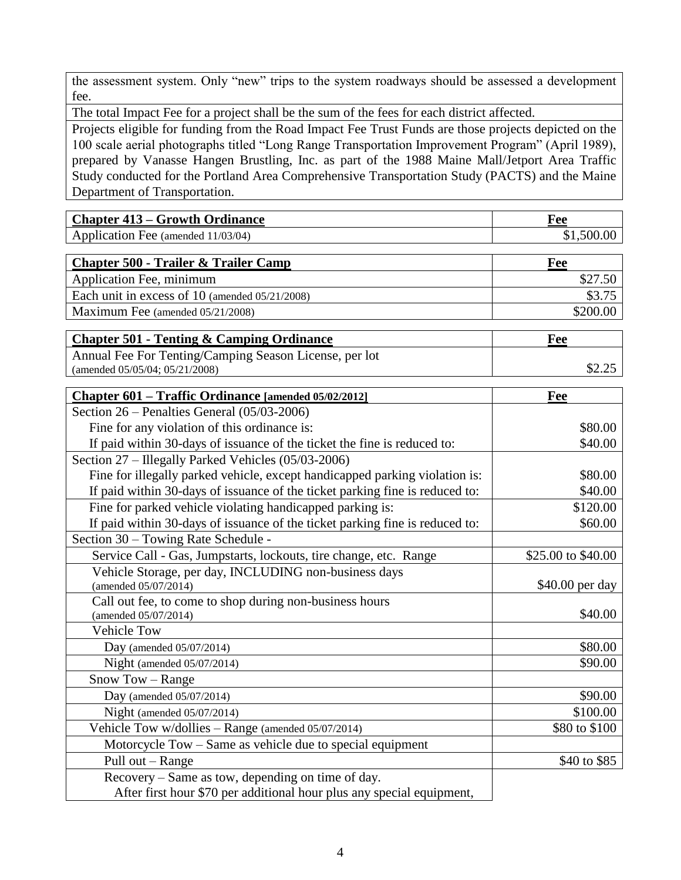| |
|---|
| the assessment system. Only "new" trips to the system roadways should be assessed a development fee. |
| The total Impact Fee for a project shall be the sum of the fees for each district affected. |
| Projects eligible for funding from the Road Impact Fee Trust Funds are those projects depicted on the 100 scale aerial photographs titled "Long Range Transportation Improvement Program" (April 1989), prepared by Vanasse Hangen Brustling, Inc. as part of the 1988 Maine Mall/Jetport Area Traffic Study conducted for the Portland Area Comprehensive Transportation Study (PACTS) and the Maine Department of Transportation. |

| **Chapter 413 – Growth Ordinance** | **Fee** |
|---|---|
| Application Fee (amended 11/03/04) | $1,500.00 |

| **Chapter 500 - Trailer & Trailer Camp** | **Fee** |
|---|---|
| Application Fee, minimum | $27.50 |
| Each unit in excess of 10 (amended 05/21/2008) | $3.75 |
| Maximum Fee (amended 05/21/2008) | $200.00 |

| **Chapter 501 - Tenting & Camping Ordinance** | **Fee** |
|---|---|
| Annual Fee For Tenting/Camping Season License, per lot (amended 05/05/04; 05/21/2008) | $2.25 |

| **Chapter 601 – Traffic Ordinance [amended 05/02/2012]** | **Fee** |
|---|---|
| Section 26 – Penalties General (05/03-2006) | |
| Fine for any violation of this ordinance is: | $80.00 |
| If paid within 30-days of issuance of the ticket the fine is reduced to: | $40.00 |
| Section 27 – Illegally Parked Vehicles (05/03-2006) | |
| Fine for illegally parked vehicle, except handicapped parking violation is: | $80.00 |
| If paid within 30-days of issuance of the ticket parking fine is reduced to: | $40.00 |
| Fine for parked vehicle violating handicapped parking is: | $120.00 |
| If paid within 30-days of issuance of the ticket parking fine is reduced to: | $60.00 |
| Section 30 – Towing Rate Schedule - | |
| Service Call - Gas, Jumpstarts, lockouts, tire change, etc. Range | $25.00 to $40.00 |
| Vehicle Storage, per day, INCLUDING non-business days (amended 05/07/2014) | $40.00 per day |
| Call out fee, to come to shop during non-business hours (amended 05/07/2014) | $40.00 |
| Vehicle Tow | |
| Day (amended 05/07/2014) | $80.00 |
| Night (amended 05/07/2014) | $90.00 |
| Snow Tow – Range | |
| Day (amended 05/07/2014) | $90.00 |
| Night (amended 05/07/2014) | $100.00 |
| Vehicle Tow w/dollies – Range (amended 05/07/2014) | $80 to $100 |
| Motorcycle Tow – Same as vehicle due to special equipment | |
| Pull out – Range | $40 to $85 |
| Recovery – Same as tow, depending on time of day. After first hour $70 per additional hour plus any special equipment, | |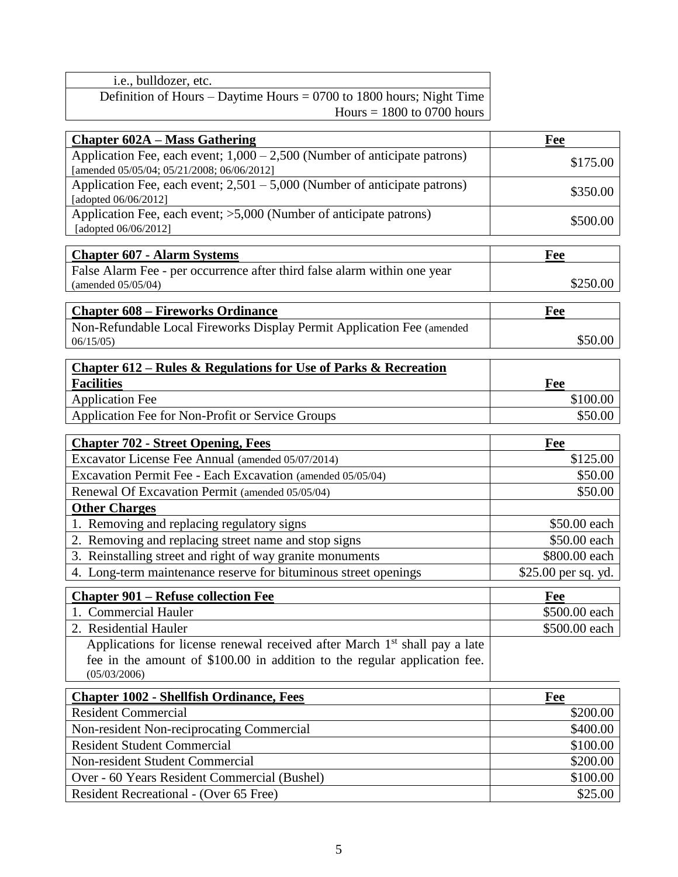| i.e., bulldozer, etc. |
|---|
| Definition of Hours – Daytime Hours = 0700 to 1800 hours; Night Time Hours = 1800 to 0700 hours |

| **Chapter 602A – Mass Gathering** | **Fee** |
|---|---|
| Application Fee, each event; 1,000 – 2,500 (Number of anticipate patrons) [amended 05/05/04; 05/21/2008; 06/06/2012] | $175.00 |
| Application Fee, each event; 2,501 – 5,000 (Number of anticipate patrons) [adopted 06/06/2012] | $350.00 |
| Application Fee, each event; >5,000 (Number of anticipate patrons) [adopted 06/06/2012] | $500.00 |

| **Chapter 607 - Alarm Systems** | **Fee** |
|---|---|
| False Alarm Fee - per occurrence after third false alarm within one year (amended 05/05/04) | $250.00 |

| **Chapter 608 – Fireworks Ordinance** | **Fee** |
|---|---|
| Non-Refundable Local Fireworks Display Permit Application Fee (amended 06/15/05) | $50.00 |

| **Chapter 612 – Rules & Regulations for Use of Parks & Recreation Facilities** | **Fee** |
|---|---|
| Application Fee | $100.00 |
| Application Fee for Non-Profit or Service Groups | $50.00 |

| **Chapter 702 - Street Opening, Fees** | **Fee** |
|---|---|
| Excavator License Fee Annual (amended 05/07/2014) | $125.00 |
| Excavation Permit Fee - Each Excavation (amended 05/05/04) | $50.00 |
| Renewal Of Excavation Permit (amended 05/05/04) | $50.00 |
| **Other Charges** | |
| 1. Removing and replacing regulatory signs | $50.00 each |
| 2. Removing and replacing street name and stop signs | $50.00 each |
| 3. Reinstalling street and right of way granite monuments | $800.00 each |
| 4. Long-term maintenance reserve for bituminous street openings | $25.00 per sq. yd. |

| **Chapter 901 – Refuse collection Fee** | **Fee** |
|---|---|
| 1. Commercial Hauler | $500.00 each |
| 2. Residential Hauler | $500.00 each |
| Applications for license renewal received after March 1st shall pay a late fee in the amount of $100.00 in addition to the regular application fee. (05/03/2006) | |

| **Chapter 1002 - Shellfish Ordinance, Fees** | **Fee** |
|---|---|
| Resident Commercial | $200.00 |
| Non-resident Non-reciprocating Commercial | $400.00 |
| Resident Student Commercial | $100.00 |
| Non-resident Student Commercial | $200.00 |
| Over - 60 Years Resident Commercial (Bushel) | $100.00 |
| Resident Recreational - (Over 65 Free) | $25.00 |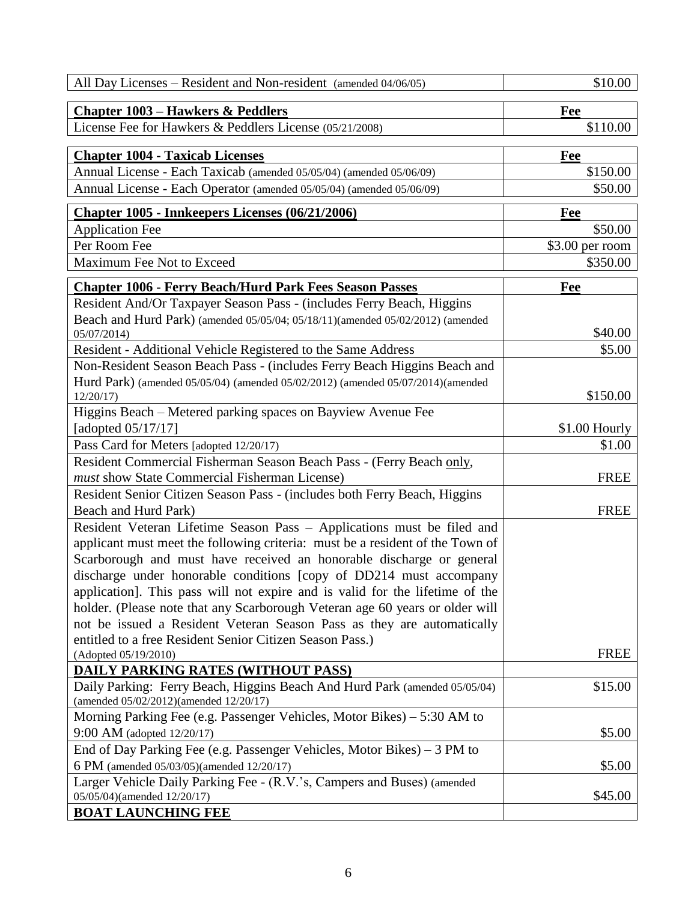| All Day Licenses – Resident and Non-resident (amended 04/06/05) | $10.00 |
|---|---|

| **Chapter 1003 – Hawkers & Peddlers** | **Fee** |
|---|---|
| License Fee for Hawkers & Peddlers License (05/21/2008) | $110.00 |

| **Chapter 1004 - Taxicab Licenses** | **Fee** |
|---|---|
| Annual License - Each Taxicab (amended 05/05/04) (amended 05/06/09) | $150.00 |
| Annual License - Each Operator (amended 05/05/04) (amended 05/06/09) | $50.00 |

| **Chapter 1005 - Innkeepers Licenses (06/21/2006)** | **Fee** |
|---|---|
| Application Fee | $50.00 |
| Per Room Fee | $3.00 per room |
| Maximum Fee Not to Exceed | $350.00 |

| **Chapter 1006 - Ferry Beach/Hurd Park Fees Season Passes** | **Fee** |
|---|---|
| Resident And/Or Taxpayer Season Pass - (includes Ferry Beach, Higgins Beach and Hurd Park) (amended 05/05/04; 05/18/11)(amended 05/02/2012) (amended 05/07/2014) | $40.00 |
| Resident - Additional Vehicle Registered to the Same Address | $5.00 |
| Non-Resident Season Beach Pass - (includes Ferry Beach Higgins Beach and Hurd Park) (amended 05/05/04) (amended 05/02/2012) (amended 05/07/2014)(amended 12/20/17) | $150.00 |
| Higgins Beach – Metered parking spaces on Bayview Avenue Fee [adopted 05/17/17] | $1.00 Hourly |
| Pass Card for Meters [adopted 12/20/17] | $1.00 |
| Resident Commercial Fisherman Season Beach Pass - (Ferry Beach only, *must* show State Commercial Fisherman License) | FREE |
| Resident Senior Citizen Season Pass - (includes both Ferry Beach, Higgins Beach and Hurd Park) | FREE |
| Resident Veteran Lifetime Season Pass – Applications must be filed and applicant must meet the following criteria: must be a resident of the Town of Scarborough and must have received an honorable discharge or general discharge under honorable conditions [copy of DD214 must accompany application]. This pass will not expire and is valid for the lifetime of the holder. (Please note that any Scarborough Veteran age 60 years or older will not be issued a Resident Veteran Season Pass as they are automatically entitled to a free Resident Senior Citizen Season Pass.) (Adopted 05/19/2010) | FREE |
| **DAILY PARKING RATES (WITHOUT PASS)** | |
| Daily Parking: Ferry Beach, Higgins Beach And Hurd Park (amended 05/05/04) (amended 05/02/2012)(amended 12/20/17) | $15.00 |
| Morning Parking Fee (e.g. Passenger Vehicles, Motor Bikes) – 5:30 AM to 9:00 AM (adopted 12/20/17) | $5.00 |
| End of Day Parking Fee (e.g. Passenger Vehicles, Motor Bikes) – 3 PM to 6 PM (amended 05/03/05)(amended 12/20/17) | $5.00 |
| Larger Vehicle Daily Parking Fee - (R.V.'s, Campers and Buses) (amended 05/05/04)(amended 12/20/17) | $45.00 |
| **BOAT LAUNCHING FEE** | |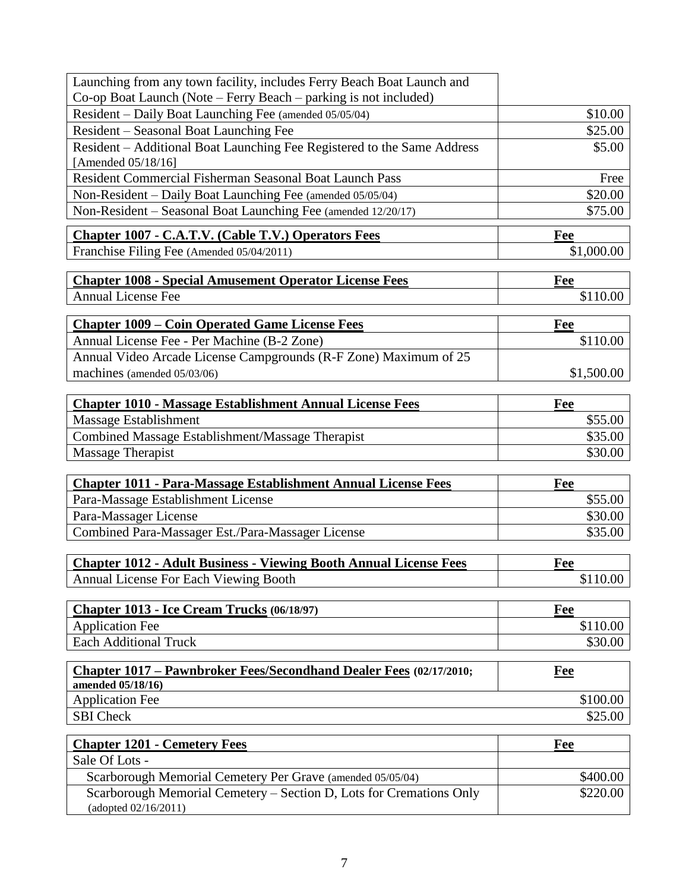| Launching from any town facility, includes Ferry Beach Boat Launch and Co-op Boat Launch (Note – Ferry Beach – parking is not included) | |
|---|---|
| Resident – Daily Boat Launching Fee (amended 05/05/04) | $10.00 |
| Resident – Seasonal Boat Launching Fee | $25.00 |
| Resident – Additional Boat Launching Fee Registered to the Same Address [Amended 05/18/16] | $5.00 |
| Resident Commercial Fisherman Seasonal Boat Launch Pass | Free |
| Non-Resident – Daily Boat Launching Fee (amended 05/05/04) | $20.00 |
| Non-Resident – Seasonal Boat Launching Fee (amended 12/20/17) | $75.00 |

| **Chapter 1007 - C.A.T.V. (Cable T.V.) Operators Fees** | **Fee** |
|---|---|
| Franchise Filing Fee (Amended 05/04/2011) | $1,000.00 |

| **Chapter 1008 - Special Amusement Operator License Fees** | **Fee** |
|---|---|
| Annual License Fee | $110.00 |

| **Chapter 1009 – Coin Operated Game License Fees** | **Fee** |
|---|---|
| Annual License Fee - Per Machine (B-2 Zone) | $110.00 |
| Annual Video Arcade License Campgrounds (R-F Zone) Maximum of 25 machines (amended 05/03/06) | $1,500.00 |

| **Chapter 1010 - Massage Establishment Annual License Fees** | **Fee** |
|---|---|
| Massage Establishment | $55.00 |
| Combined Massage Establishment/Massage Therapist | $35.00 |
| Massage Therapist | $30.00 |

| **Chapter 1011 - Para-Massage Establishment Annual License Fees** | **Fee** |
|---|---|
| Para-Massage Establishment License | $55.00 |
| Para-Massager License | $30.00 |
| Combined Para-Massager Est./Para-Massager License | $35.00 |

| **Chapter 1012 - Adult Business - Viewing Booth Annual License Fees** | **Fee** |
|---|---|
| Annual License For Each Viewing Booth | $110.00 |

| **Chapter 1013 - Ice Cream Trucks (06/18/97)** | **Fee** |
|---|---|
| Application Fee | $110.00 |
| Each Additional Truck | $30.00 |

| **Chapter 1017 – Pawnbroker Fees/Secondhand Dealer Fees (02/17/2010; amended 05/18/16)** | **Fee** |
|---|---|
| Application Fee | $100.00 |
| SBI Check | $25.00 |

| **Chapter 1201 - Cemetery Fees** | **Fee** |
|---|---|
| Sale Of Lots - | |
| Scarborough Memorial Cemetery Per Grave (amended 05/05/04) | $400.00 |
| Scarborough Memorial Cemetery – Section D, Lots for Cremations Only (adopted 02/16/2011) | $220.00 |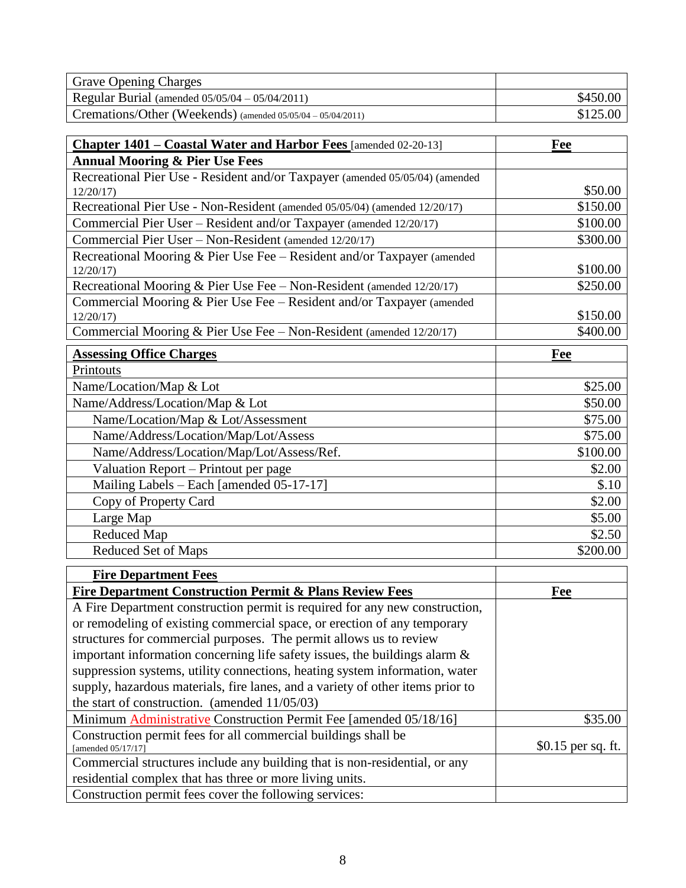| Grave Opening Charges | |
|---|---|
| Regular Burial (amended 05/05/04 – 05/04/2011) | $450.00 |
| Cremations/Other (Weekends) (amended 05/05/04 – 05/04/2011) | $125.00 |

| **Chapter 1401 – Coastal Water and Harbor Fees** [amended 02-20-13] | **Fee** |
|---|---|
| **Annual Mooring & Pier Use Fees** | |
| Recreational Pier Use - Resident and/or Taxpayer (amended 05/05/04) (amended 12/20/17) | $50.00 |
| Recreational Pier Use - Non-Resident (amended 05/05/04) (amended 12/20/17) | $150.00 |
| Commercial Pier User – Resident and/or Taxpayer (amended 12/20/17) | $100.00 |
| Commercial Pier User – Non-Resident (amended 12/20/17) | $300.00 |
| Recreational Mooring & Pier Use Fee – Resident and/or Taxpayer (amended 12/20/17) | $100.00 |
| Recreational Mooring & Pier Use Fee – Non-Resident (amended 12/20/17) | $250.00 |
| Commercial Mooring & Pier Use Fee – Resident and/or Taxpayer (amended 12/20/17) | $150.00 |
| Commercial Mooring & Pier Use Fee – Non-Resident (amended 12/20/17) | $400.00 |

| **Assessing Office Charges** | **Fee** |
|---|---|
| Printouts | |
| Name/Location/Map & Lot | $25.00 |
| Name/Address/Location/Map & Lot | $50.00 |
| Name/Location/Map & Lot/Assessment | $75.00 |
| Name/Address/Location/Map/Lot/Assess | $75.00 |
| Name/Address/Location/Map/Lot/Assess/Ref. | $100.00 |
| Valuation Report – Printout per page | $2.00 |
| Mailing Labels – Each [amended 05-17-17] | $.10 |
| Copy of Property Card | $2.00 |
| Large Map | $5.00 |
| Reduced Map | $2.50 |
| Reduced Set of Maps | $200.00 |

| **Fire Department Fees** | |
|---|---|
| **Fire Department Construction Permit & Plans Review Fees** | **Fee** |
| A Fire Department construction permit is required for any new construction, or remodeling of existing commercial space, or erection of any temporary structures for commercial purposes. The permit allows us to review important information concerning life safety issues, the buildings alarm & suppression systems, utility connections, heating system information, water supply, hazardous materials, fire lanes, and a variety of other items prior to the start of construction. (amended 11/05/03) | |
| Minimum Administrative Construction Permit Fee [amended 05/18/16] | $35.00 |
| Construction permit fees for all commercial buildings shall be [amended 05/17/17] | $0.15 per sq. ft. |
| Commercial structures include any building that is non-residential, or any residential complex that has three or more living units. | |
| Construction permit fees cover the following services: | |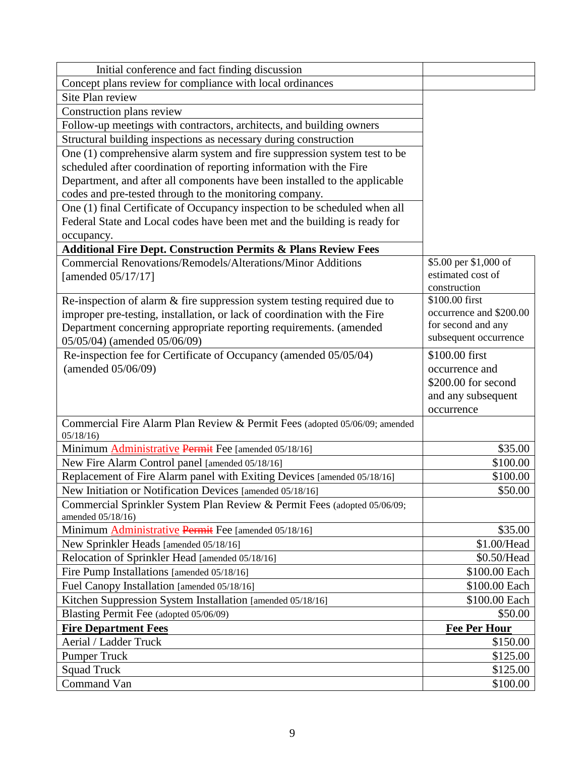| | |
|---|---|
| Initial conference and fact finding discussion | |
| Concept plans review for compliance with local ordinances | |
| Site Plan review | |
| Construction plans review | |
| Follow-up meetings with contractors, architects, and building owners | |
| Structural building inspections as necessary during construction | |
| One (1) comprehensive alarm system and fire suppression system test to be scheduled after coordination of reporting information with the Fire Department, and after all components have been installed to the applicable codes and pre-tested through to the monitoring company. | |
| One (1) final Certificate of Occupancy inspection to be scheduled when all Federal State and Local codes have been met and the building is ready for occupancy. | |
| **Additional Fire Dept. Construction Permits & Plans Review Fees** | |
| Commercial Renovations/Remodels/Alterations/Minor Additions [amended 05/17/17] | $5.00 per $1,000 of estimated cost of construction |
| Re-inspection of alarm & fire suppression system testing required due to improper pre-testing, installation, or lack of coordination with the Fire Department concerning appropriate reporting requirements. (amended 05/05/04) (amended 05/06/09) | $100.00 first occurrence and $200.00 for second and any subsequent occurrence |
| Re-inspection fee for Certificate of Occupancy (amended 05/05/04) (amended 05/06/09) | $100.00 first occurrence and $200.00 for second and any subsequent occurrence |
| Commercial Fire Alarm Plan Review & Permit Fees (adopted 05/06/09; amended 05/18/16) | |
| Minimum Administrative ~~Permit~~ Fee [amended 05/18/16] | $35.00 |
| New Fire Alarm Control panel [amended 05/18/16] | $100.00 |
| Replacement of Fire Alarm panel with Exiting Devices [amended 05/18/16] | $100.00 |
| New Initiation or Notification Devices [amended 05/18/16] | $50.00 |
| Commercial Sprinkler System Plan Review & Permit Fees (adopted 05/06/09; amended 05/18/16) | |
| Minimum Administrative ~~Permit~~ Fee [amended 05/18/16] | $35.00 |
| New Sprinkler Heads [amended 05/18/16] | $1.00/Head |
| Relocation of Sprinkler Head [amended 05/18/16] | $0.50/Head |
| Fire Pump Installations [amended 05/18/16] | $100.00 Each |
| Fuel Canopy Installation [amended 05/18/16] | $100.00 Each |
| Kitchen Suppression System Installation [amended 05/18/16] | $100.00 Each |
| Blasting Permit Fee (adopted 05/06/09) | $50.00 |
| **Fire Department Fees** | **Fee Per Hour** |
| Aerial / Ladder Truck | $150.00 |
| Pumper Truck | $125.00 |
| Squad Truck | $125.00 |
| Command Van | $100.00 |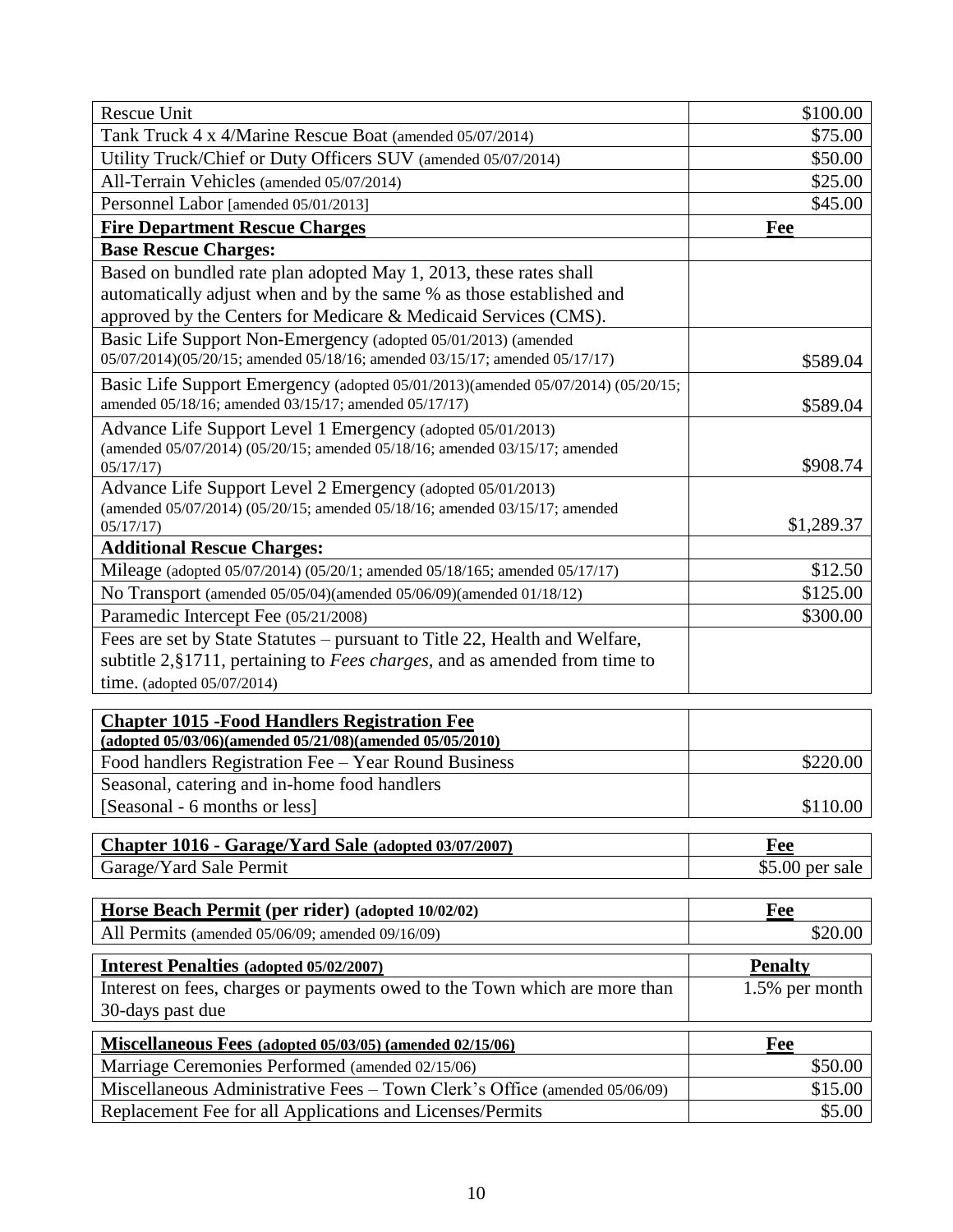| | |
|---|---|
| Rescue Unit | $100.00 |
| Tank Truck 4 x 4/Marine Rescue Boat (amended 05/07/2014) | $75.00 |
| Utility Truck/Chief or Duty Officers SUV (amended 05/07/2014) | $50.00 |
| All-Terrain Vehicles (amended 05/07/2014) | $25.00 |
| Personnel Labor [amended 05/01/2013] | $45.00 |
| **Fire Department Rescue Charges** | **Fee** |
| **Base Rescue Charges:** | |
| Based on bundled rate plan adopted May 1, 2013, these rates shall automatically adjust when and by the same % as those established and approved by the Centers for Medicare & Medicaid Services (CMS). | |
| Basic Life Support Non-Emergency (adopted 05/01/2013) (amended 05/07/2014)(05/20/15; amended 05/18/16; amended 03/15/17; amended 05/17/17) | $589.04 |
| Basic Life Support Emergency (adopted 05/01/2013)(amended 05/07/2014) (05/20/15; amended 05/18/16; amended 03/15/17; amended 05/17/17) | $589.04 |
| Advance Life Support Level 1 Emergency (adopted 05/01/2013) (amended 05/07/2014) (05/20/15; amended 05/18/16; amended 03/15/17; amended 05/17/17) | $908.74 |
| Advance Life Support Level 2 Emergency (adopted 05/01/2013) (amended 05/07/2014) (05/20/15; amended 05/18/16; amended 03/15/17; amended 05/17/17) | $1,289.37 |
| **Additional Rescue Charges:** | |
| Mileage (adopted 05/07/2014) (05/20/1; amended 05/18/165; amended 05/17/17) | $12.50 |
| No Transport (amended 05/05/04)(amended 05/06/09)(amended 01/18/12) | $125.00 |
| Paramedic Intercept Fee (05/21/2008) | $300.00 |
| Fees are set by State Statutes – pursuant to Title 22, Health and Welfare, subtitle 2,§1711, pertaining to *Fees charges,* and as amended from time to time. (adopted 05/07/2014) | |

| **Chapter 1015 -Food Handlers Registration Fee (adopted 05/03/06)(amended 05/21/08)(amended 05/05/2010)** | |
|---|---|
| Food handlers Registration Fee – Year Round Business | $220.00 |
| Seasonal, catering and in-home food handlers [Seasonal - 6 months or less] | $110.00 |

| **Chapter 1016 - Garage/Yard Sale (adopted 03/07/2007)** | **Fee** |
|---|---|
| Garage/Yard Sale Permit | $5.00 per sale |

| **Horse Beach Permit (per rider) (adopted 10/02/02)** | **Fee** |
|---|---|
| All Permits (amended 05/06/09; amended 09/16/09) | $20.00 |

| **Interest Penalties (adopted 05/02/2007)** | **Penalty** |
|---|---|
| Interest on fees, charges or payments owed to the Town which are more than 30-days past due | 1.5% per month |

| **Miscellaneous Fees (adopted 05/03/05) (amended 02/15/06)** | **Fee** |
|---|---|
| Marriage Ceremonies Performed (amended 02/15/06) | $50.00 |
| Miscellaneous Administrative Fees – Town Clerk's Office (amended 05/06/09) | $15.00 |
| Replacement Fee for all Applications and Licenses/Permits | $5.00 |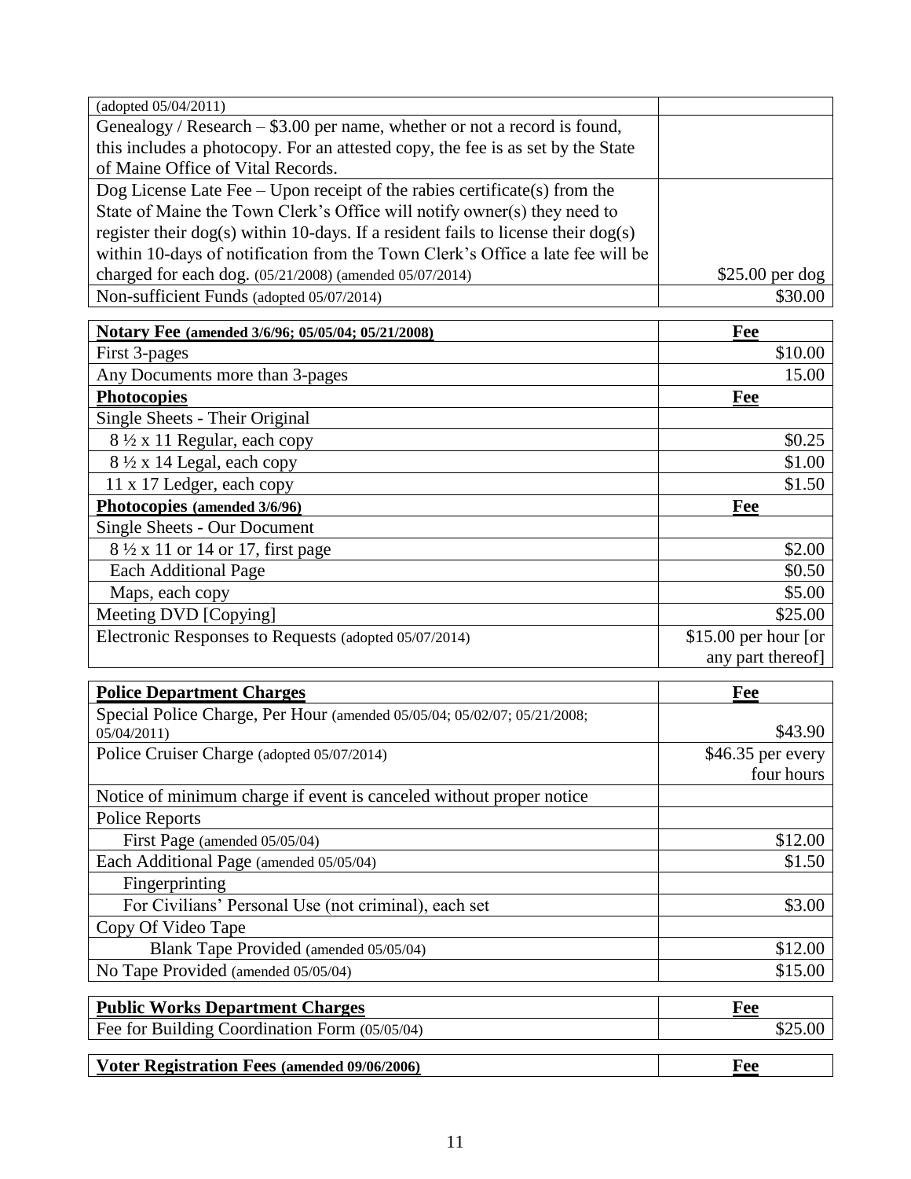| | |
|---|---|
| (adopted 05/04/2011) | |
| Genealogy / Research – $3.00 per name, whether or not a record is found, this includes a photocopy. For an attested copy, the fee is as set by the State of Maine Office of Vital Records. | |
| Dog License Late Fee – Upon receipt of the rabies certificate(s) from the State of Maine the Town Clerk's Office will notify owner(s) they need to register their dog(s) within 10-days. If a resident fails to license their dog(s) within 10-days of notification from the Town Clerk's Office a late fee will be charged for each dog. (05/21/2008) (amended 05/07/2014) | $25.00 per dog |
| Non-sufficient Funds (adopted 05/07/2014) | $30.00 |

| **Notary Fee (amended 3/6/96; 05/05/04; 05/21/2008)** | **Fee** |
|---|---|
| First 3-pages | $10.00 |
| Any Documents more than 3-pages | 15.00 |
| **Photocopies** | **Fee** |
| Single Sheets - Their Original | |
| 8 ½ x 11 Regular, each copy | $0.25 |
| 8 ½ x 14 Legal, each copy | $1.00 |
| 11 x 17 Ledger, each copy | $1.50 |
| **Photocopies (amended 3/6/96)** | **Fee** |
| Single Sheets - Our Document | |
| 8 ½ x 11 or 14 or 17, first page | $2.00 |
| Each Additional Page | $0.50 |
| Maps, each copy | $5.00 |
| Meeting DVD [Copying] | $25.00 |
| Electronic Responses to Requests (adopted 05/07/2014) | $15.00 per hour [or any part thereof] |

| **Police Department Charges** | **Fee** |
|---|---|
| Special Police Charge, Per Hour (amended 05/05/04; 05/02/07; 05/21/2008; 05/04/2011) | $43.90 |
| Police Cruiser Charge (adopted 05/07/2014) | $46.35 per every four hours |
| Notice of minimum charge if event is canceled without proper notice | |
| Police Reports | |
| First Page (amended 05/05/04) | $12.00 |
| Each Additional Page (amended 05/05/04) | $1.50 |
| Fingerprinting | |
| For Civilians' Personal Use (not criminal), each set | $3.00 |
| Copy Of Video Tape | |
| Blank Tape Provided (amended 05/05/04) | $12.00 |
| No Tape Provided (amended 05/05/04) | $15.00 |

| **Public Works Department Charges** | **Fee** |
|---|---|
| Fee for Building Coordination Form (05/05/04) | $25.00 |

| **Voter Registration Fees (amended 09/06/2006)** | **Fee** |
|---|---|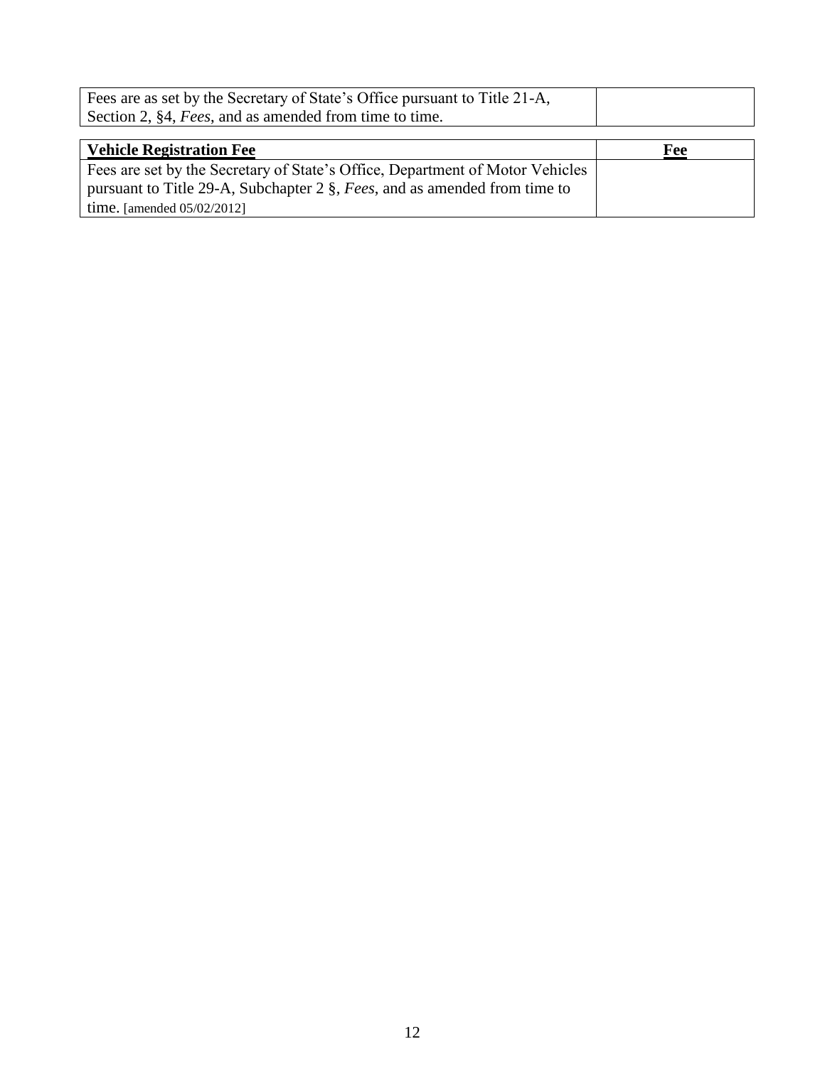| Fees are as set by the Secretary of State's Office pursuant to Title 21-A, Section 2, §4, *Fees*, and as amended from time to time. | |
|---|---|

| **Vehicle Registration Fee** | **Fee** |
|---|---|
| Fees are set by the Secretary of State's Office, Department of Motor Vehicles pursuant to Title 29-A, Subchapter 2 §, *Fees*, and as amended from time to time. [amended 05/02/2012] | |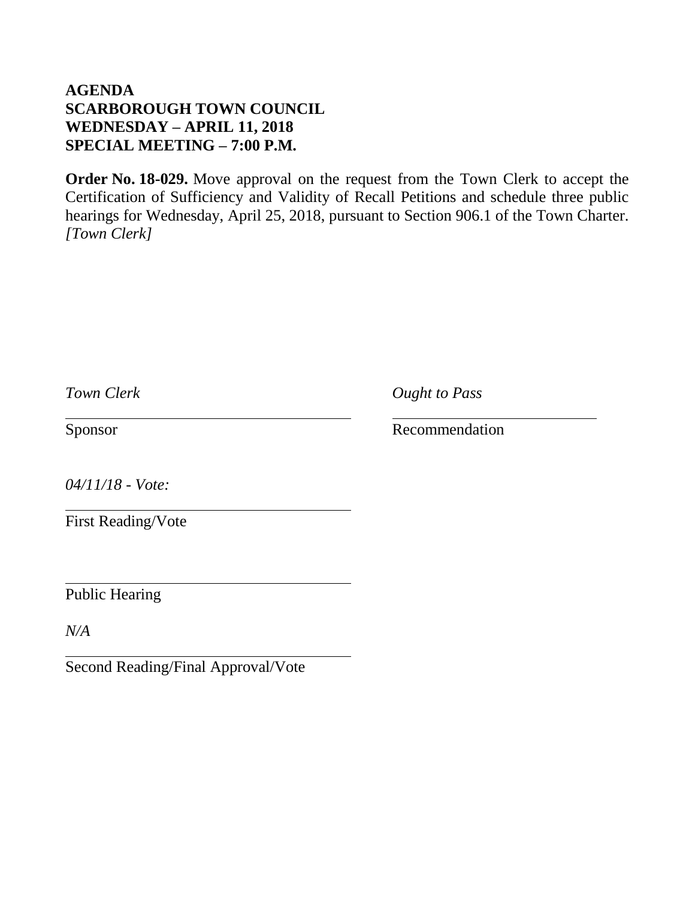**AGENDA**
**SCARBOROUGH TOWN COUNCIL**
**WEDNESDAY – APRIL 11, 2018**
**SPECIAL MEETING – 7:00 P.M.**

**Order No. 18-029.** Move approval on the request from the Town Clerk to accept the Certification of Sufficiency and Validity of Recall Petitions and schedule three public hearings for Wednesday, April 25, 2018, pursuant to Section 906.1 of the Town Charter. *[Town Clerk]*

*Town Clerk*

Sponsor

*Ought to Pass*

Recommendation

*04/11/18 - Vote:*

First Reading/Vote

Public Hearing

*N/A*

Second Reading/Final Approval/Vote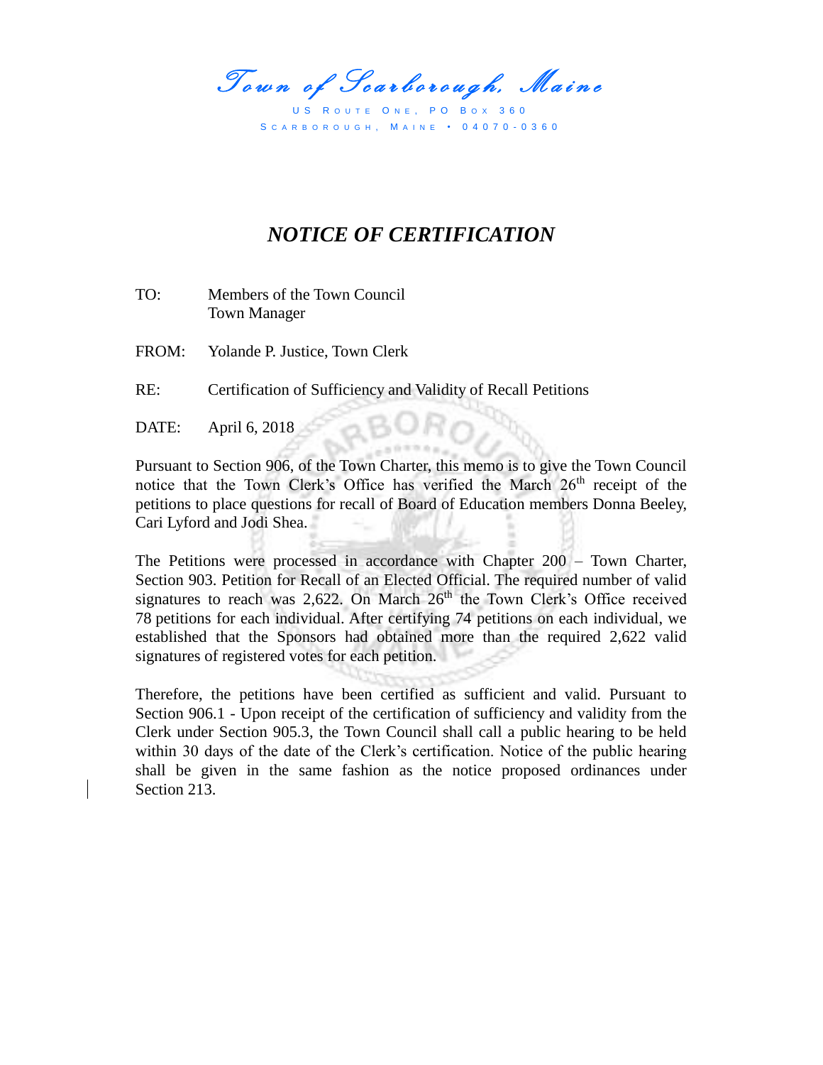*Town of Scarborough, Maine*

US Route One, PO Box 360
Scarborough, Maine • 04070-0360

## *NOTICE OF CERTIFICATION*

TO: Members of the Town Council
Town Manager

FROM: Yolande P. Justice, Town Clerk

RE: Certification of Sufficiency and Validity of Recall Petitions

DATE: April 6, 2018

Pursuant to Section 906, of the Town Charter, this memo is to give the Town Council notice that the Town Clerk's Office has verified the March 26th receipt of the petitions to place questions for recall of Board of Education members Donna Beeley, Cari Lyford and Jodi Shea.

The Petitions were processed in accordance with Chapter 200 – Town Charter, Section 903. Petition for Recall of an Elected Official. The required number of valid signatures to reach was 2,622. On March 26th the Town Clerk's Office received 78 petitions for each individual. After certifying 74 petitions on each individual, we established that the Sponsors had obtained more than the required 2,622 valid signatures of registered votes for each petition.

Therefore, the petitions have been certified as sufficient and valid. Pursuant to Section 906.1 - Upon receipt of the certification of sufficiency and validity from the Clerk under Section 905.3, the Town Council shall call a public hearing to be held within 30 days of the date of the Clerk's certification. Notice of the public hearing shall be given in the same fashion as the notice proposed ordinances under Section 213.